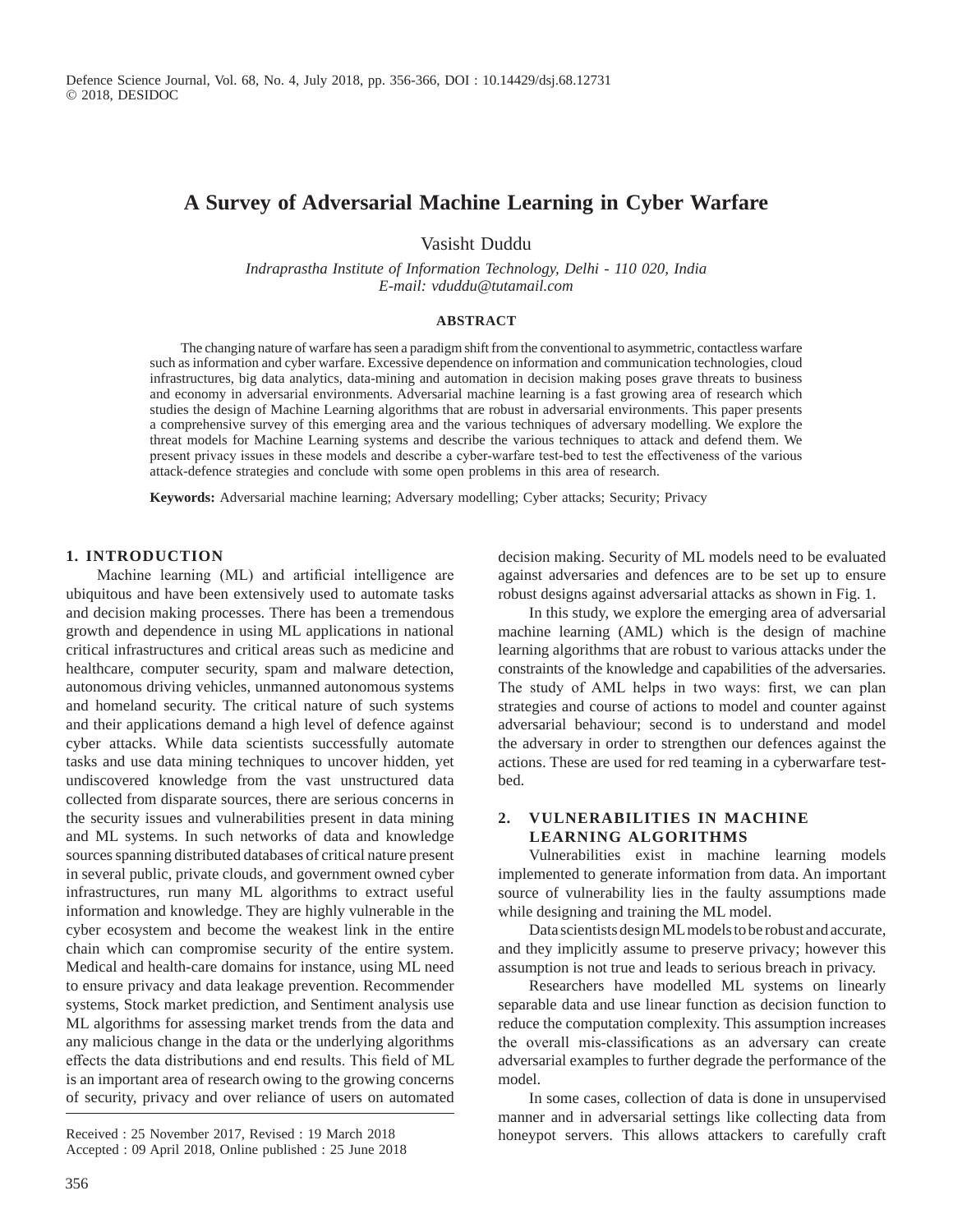# A Survey of Adversarial Machine Learning in Cyber Warfare

Vasisht Duddu

*Indraprastha Institute of Information Technology, Delhi - 110 020, India*
*E-mail: vduddu@tutamail.com*

## ABSTRACT

The changing nature of warfare has seen a paradigm shift from the conventional to asymmetric, contactless warfare such as information and cyber warfare. Excessive dependence on information and communication technologies, cloud infrastructures, big data analytics, data-mining and automation in decision making poses grave threats to business and economy in adversarial environments. Adversarial machine learning is a fast growing area of research which studies the design of Machine Learning algorithms that are robust in adversarial environments. This paper presents a comprehensive survey of this emerging area and the various techniques of adversary modelling. We explore the threat models for Machine Learning systems and describe the various techniques to attack and defend them. We present privacy issues in these models and describe a cyber-warfare test-bed to test the effectiveness of the various attack-defence strategies and conclude with some open problems in this area of research.

**Keywords:** Adversarial machine learning; Adversary modelling; Cyber attacks; Security; Privacy

## 1. INTRODUCTION

Machine learning (ML) and artificial intelligence are ubiquitous and have been extensively used to automate tasks and decision making processes. There has been a tremendous growth and dependence in using ML applications in national critical infrastructures and critical areas such as medicine and healthcare, computer security, spam and malware detection, autonomous driving vehicles, unmanned autonomous systems and homeland security. The critical nature of such systems and their applications demand a high level of defence against cyber attacks. While data scientists successfully automate tasks and use data mining techniques to uncover hidden, yet undiscovered knowledge from the vast unstructured data collected from disparate sources, there are serious concerns in the security issues and vulnerabilities present in data mining and ML systems. In such networks of data and knowledge sources spanning distributed databases of critical nature present in several public, private clouds, and government owned cyber infrastructures, run many ML algorithms to extract useful information and knowledge. They are highly vulnerable in the cyber ecosystem and become the weakest link in the entire chain which can compromise security of the entire system. Medical and health-care domains for instance, using ML need to ensure privacy and data leakage prevention. Recommender systems, Stock market prediction, and Sentiment analysis use ML algorithms for assessing market trends from the data and any malicious change in the data or the underlying algorithms effects the data distributions and end results. This field of ML is an important area of research owing to the growing concerns of security, privacy and over reliance of users on automated decision making. Security of ML models need to be evaluated against adversaries and defences are to be set up to ensure robust designs against adversarial attacks as shown in Fig. 1.

In this study, we explore the emerging area of adversarial machine learning (AML) which is the design of machine learning algorithms that are robust to various attacks under the constraints of the knowledge and capabilities of the adversaries. The study of AML helps in two ways: first, we can plan strategies and course of actions to model and counter against adversarial behaviour; second is to understand and model the adversary in order to strengthen our defences against the actions. These are used for red teaming in a cyberwarfare test-bed.

## 2. VULNERABILITIES IN MACHINE LEARNING ALGORITHMS

Vulnerabilities exist in machine learning models implemented to generate information from data. An important source of vulnerability lies in the faulty assumptions made while designing and training the ML model.

Data scientists design ML models to be robust and accurate, and they implicitly assume to preserve privacy; however this assumption is not true and leads to serious breach in privacy.

Researchers have modelled ML systems on linearly separable data and use linear function as decision function to reduce the computation complexity. This assumption increases the overall mis-classifications as an adversary can create adversarial examples to further degrade the performance of the model.

In some cases, collection of data is done in unsupervised manner and in adversarial settings like collecting data from honeypot servers. This allows attackers to carefully craft

Received : 25 November 2017, Revised : 19 March 2018
Accepted : 09 April 2018, Online published : 25 June 2018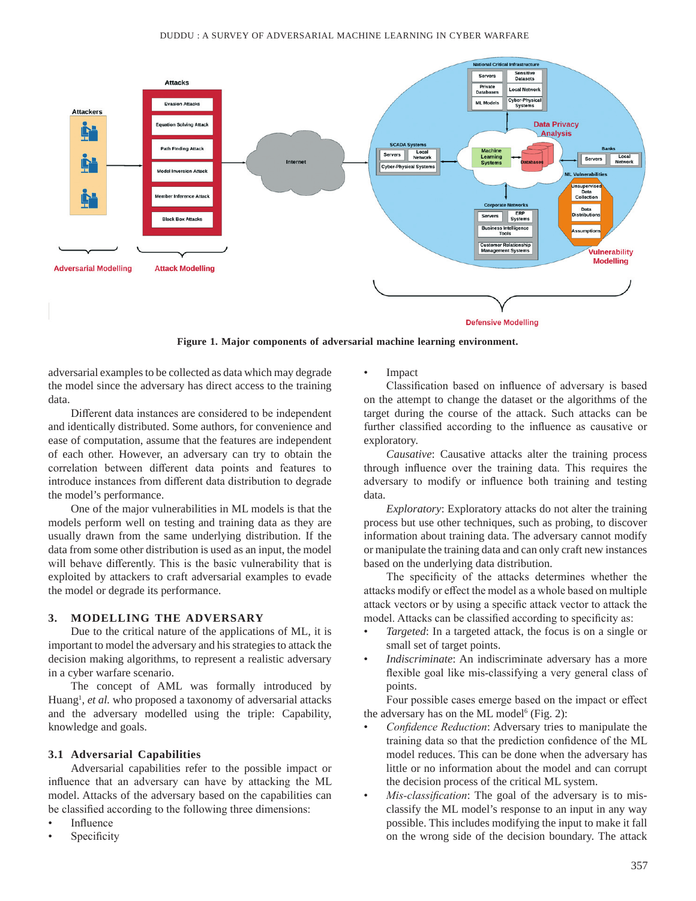Figure 1. Major components of adversarial machine learning environment.

adversarial examples to be collected as data which may degrade the model since the adversary has direct access to the training data.

Different data instances are considered to be independent and identically distributed. Some authors, for convenience and ease of computation, assume that the features are independent of each other. However, an adversary can try to obtain the correlation between different data points and features to introduce instances from different data distribution to degrade the model's performance.

One of the major vulnerabilities in ML models is that the models perform well on testing and training data as they are usually drawn from the same underlying distribution. If the data from some other distribution is used as an input, the model will behave differently. This is the basic vulnerability that is exploited by attackers to craft adversarial examples to evade the model or degrade its performance.

## 3. MODELLING THE ADVERSARY

Due to the critical nature of the applications of ML, it is important to model the adversary and his strategies to attack the decision making algorithms, to represent a realistic adversary in a cyber warfare scenario.

The concept of AML was formally introduced by Huang[1], *et al.* who proposed a taxonomy of adversarial attacks and the adversary modelled using the triple: Capability, knowledge and goals.

### 3.1 Adversarial Capabilities

Adversarial capabilities refer to the possible impact or influence that an adversary can have by attacking the ML model. Attacks of the adversary based on the capabilities can be classified according to the following three dimensions:

- Influence
- Specificity
- Impact

Classification based on influence of adversary is based on the attempt to change the dataset or the algorithms of the target during the course of the attack. Such attacks can be further classified according to the influence as causative or exploratory.

*Causative*: Causative attacks alter the training process through influence over the training data. This requires the adversary to modify or influence both training and testing data.

*Exploratory*: Exploratory attacks do not alter the training process but use other techniques, such as probing, to discover information about training data. The adversary cannot modify or manipulate the training data and can only craft new instances based on the underlying data distribution.

The specificity of the attacks determines whether the attacks modify or effect the model as a whole based on multiple attack vectors or by using a specific attack vector to attack the model. Attacks can be classified according to specificity as:

- *Targeted*: In a targeted attack, the focus is on a single or small set of target points.
- *Indiscriminate*: An indiscriminate adversary has a more flexible goal like mis-classifying a very general class of points.

Four possible cases emerge based on the impact or effect the adversary has on the ML model[6] (Fig. 2):

- *Confidence Reduction*: Adversary tries to manipulate the training data so that the prediction confidence of the ML model reduces. This can be done when the adversary has little or no information about the model and can corrupt the decision process of the critical ML system.
- *Mis-classification*: The goal of the adversary is to mis-classify the ML model's response to an input in any way possible. This includes modifying the input to make it fall on the wrong side of the decision boundary. The attack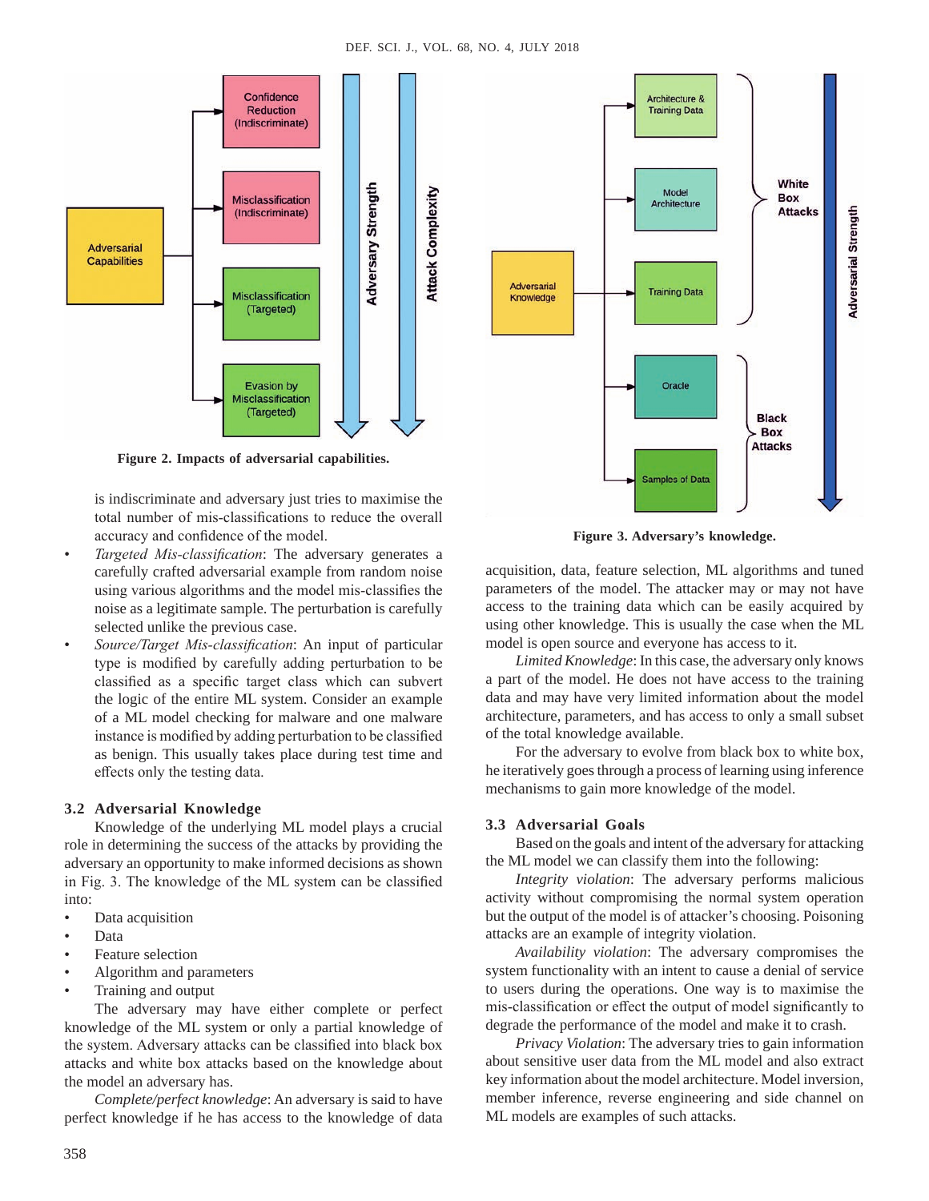Figure 2. Impacts of adversarial capabilities.

is indiscriminate and adversary just tries to maximise the total number of mis-classifications to reduce the overall accuracy and confidence of the model.

- *Targeted Mis-classification*: The adversary generates a carefully crafted adversarial example from random noise using various algorithms and the model mis-classifies the noise as a legitimate sample. The perturbation is carefully selected unlike the previous case.
- *Source/Target Mis-classification*: An input of particular type is modified by carefully adding perturbation to be classified as a specific target class which can subvert the logic of the entire ML system. Consider an example of a ML model checking for malware and one malware instance is modified by adding perturbation to be classified as benign. This usually takes place during test time and effects only the testing data.

### 3.2 Adversarial Knowledge

Knowledge of the underlying ML model plays a crucial role in determining the success of the attacks by providing the adversary an opportunity to make informed decisions as shown in Fig. 3. The knowledge of the ML system can be classified into:

- Data acquisition
- Data
- Feature selection
- Algorithm and parameters
- Training and output

The adversary may have either complete or perfect knowledge of the ML system or only a partial knowledge of the system. Adversary attacks can be classified into black box attacks and white box attacks based on the knowledge about the model an adversary has.

*Complete/perfect knowledge*: An adversary is said to have perfect knowledge if he has access to the knowledge of data acquisition, data, feature selection, ML algorithms and tuned parameters of the model. The attacker may or may not have access to the training data which can be easily acquired by using other knowledge. This is usually the case when the ML model is open source and everyone has access to it.

*Limited Knowledge*: In this case, the adversary only knows a part of the model. He does not have access to the training data and may have very limited information about the model architecture, parameters, and has access to only a small subset of the total knowledge available.

For the adversary to evolve from black box to white box, he iteratively goes through a process of learning using inference mechanisms to gain more knowledge of the model.

Figure 3. Adversary's knowledge.

### 3.3 Adversarial Goals

Based on the goals and intent of the adversary for attacking the ML model we can classify them into the following:

*Integrity violation*: The adversary performs malicious activity without compromising the normal system operation but the output of the model is of attacker's choosing. Poisoning attacks are an example of integrity violation.

*Availability violation*: The adversary compromises the system functionality with an intent to cause a denial of service to users during the operations. One way is to maximise the mis-classification or effect the output of model significantly to degrade the performance of the model and make it to crash.

*Privacy Violation*: The adversary tries to gain information about sensitive user data from the ML model and also extract key information about the model architecture. Model inversion, member inference, reverse engineering and side channel on ML models are examples of such attacks.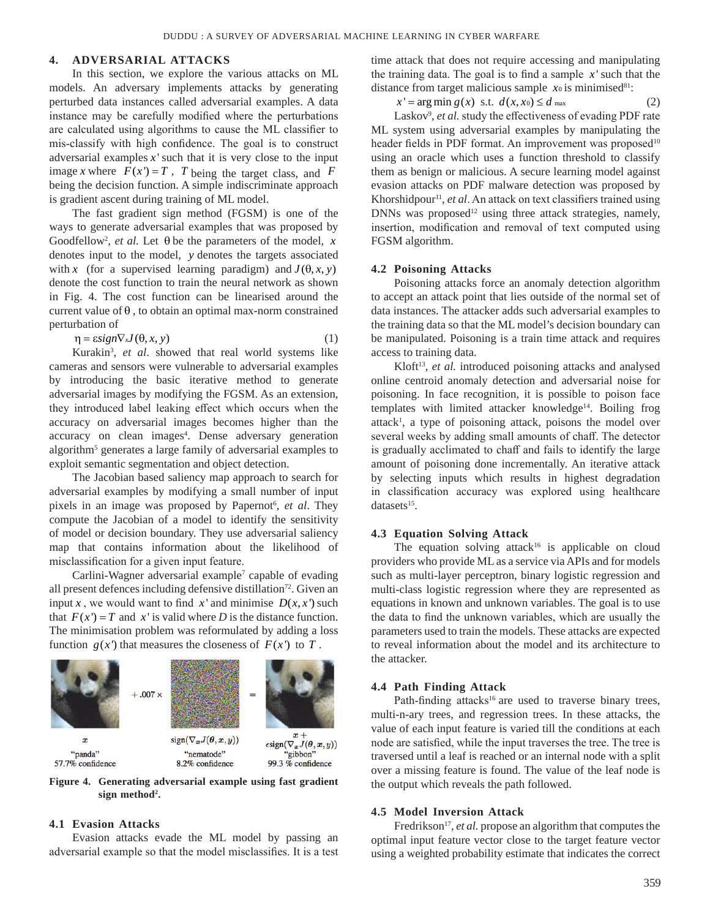## 4. ADVERSARIAL ATTACKS

In this section, we explore the various attacks on ML models. An adversary implements attacks by generating perturbed data instances called adversarial examples. A data instance may be carefully modified where the perturbations are calculated using algorithms to cause the ML classifier to mis-classify with high confidence. The goal is to construct adversarial examples $x'$ such that it is very close to the input image $x$ where $F(x') = T$, $T$ being the target class, and $F$ being the decision function. A simple indiscriminate approach is gradient ascent during training of ML model.

The fast gradient sign method (FGSM) is one of the ways to generate adversarial examples that was proposed by Goodfellow[2], *et al.* Let $\theta$ be the parameters of the model, $x$ denotes input to the model, $y$ denotes the targets associated with $x$ (for a supervised learning paradigm) and $J(\theta, x, y)$ denote the cost function to train the neural network as shown in Fig. 4. The cost function can be linearised around the current value of $\theta$, to obtain an optimal max-norm constrained perturbation of

$$\eta = \varepsilon sign \nabla_x J(\theta, x, y) \tag{1}$$

Kurakin[3], *et al.* showed that real world systems like cameras and sensors were vulnerable to adversarial examples by introducing the basic iterative method to generate adversarial images by modifying the FGSM. As an extension, they introduced label leaking effect which occurs when the accuracy on adversarial images becomes higher than the accuracy on clean images[4]. Dense adversary generation algorithm[5] generates a large family of adversarial examples to exploit semantic segmentation and object detection.

The Jacobian based saliency map approach to search for adversarial examples by modifying a small number of input pixels in an image was proposed by Papernot[6], *et al*. They compute the Jacobian of a model to identify the sensitivity of model or decision boundary. They use adversarial saliency map that contains information about the likelihood of misclassification for a given input feature.

Carlini-Wagner adversarial example[7] capable of evading all present defences including defensive distillation[72]. Given an input $x$, we would want to find $x'$ and minimise $D(x, x')$ such that $F(x') = T$ and $x'$ is valid where $D$ is the distance function. The minimisation problem was reformulated by adding a loss function $g(x')$ that measures the closeness of $F(x')$ to $T$.

**Figure 4. Generating adversarial example using fast gradient sign method[2].**

### 4.1 Evasion Attacks

Evasion attacks evade the ML model by passing an adversarial example so that the model misclassifies. It is a test time attack that does not require accessing and manipulating the training data. The goal is to find a sample $x'$ such that the distance from target malicious sample $x_0$ is minimised[81]:

$$x' = \arg\min g(x) \;\; \text{s.t.} \;\; d(x, x_0) \leq d_{\max} \tag{2}$$

Laskov[9], *et al.* study the effectiveness of evading PDF rate ML system using adversarial examples by manipulating the header fields in PDF format. An improvement was proposed[10] using an oracle which uses a function threshold to classify them as benign or malicious. A secure learning model against evasion attacks on PDF malware detection was proposed by Khorshidpour[11], *et al*. An attack on text classifiers trained using DNNs was proposed[12] using three attack strategies, namely, insertion, modification and removal of text computed using FGSM algorithm.

### 4.2 Poisoning Attacks

Poisoning attacks force an anomaly detection algorithm to accept an attack point that lies outside of the normal set of data instances. The attacker adds such adversarial examples to the training data so that the ML model's decision boundary can be manipulated. Poisoning is a train time attack and requires access to training data.

Kloft[13], *et al.* introduced poisoning attacks and analysed online centroid anomaly detection and adversarial noise for poisoning. In face recognition, it is possible to poison face templates with limited attacker knowledge[14]. Boiling frog attack[1], a type of poisoning attack, poisons the model over several weeks by adding small amounts of chaff. The detector is gradually acclimated to chaff and fails to identify the large amount of poisoning done incrementally. An iterative attack by selecting inputs which results in highest degradation in classification accuracy was explored using healthcare datasets[15].

### 4.3 Equation Solving Attack

The equation solving attack[16] is applicable on cloud providers who provide ML as a service via APIs and for models such as multi-layer perceptron, binary logistic regression and multi-class logistic regression where they are represented as equations in known and unknown variables. The goal is to use the data to find the unknown variables, which are usually the parameters used to train the models. These attacks are expected to reveal information about the model and its architecture to the attacker.

### 4.4 Path Finding Attack

Path-finding attacks[16] are used to traverse binary trees, multi-n-ary trees, and regression trees. In these attacks, the value of each input feature is varied till the conditions at each node are satisfied, while the input traverses the tree. The tree is traversed until a leaf is reached or an internal node with a split over a missing feature is found. The value of the leaf node is the output which reveals the path followed.

### 4.5 Model Inversion Attack

Fredrikson[17], *et al.* propose an algorithm that computes the optimal input feature vector close to the target feature vector using a weighted probability estimate that indicates the correct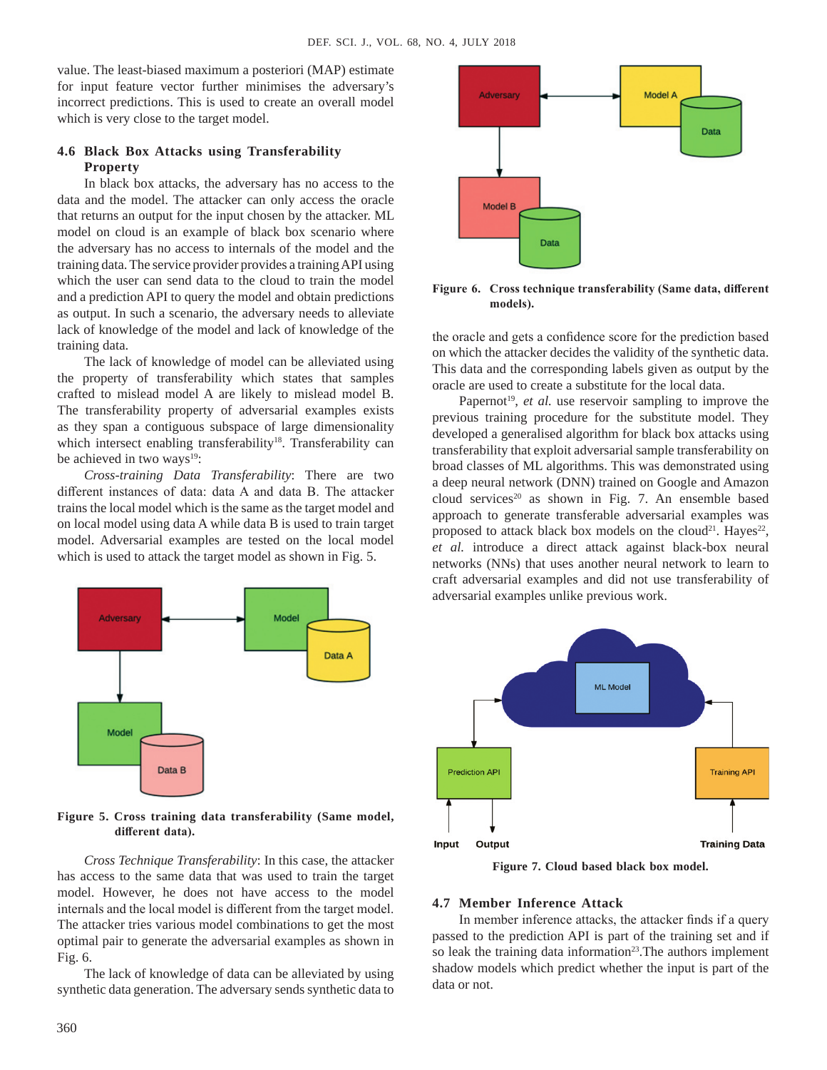value. The least-biased maximum a posteriori (MAP) estimate for input feature vector further minimises the adversary's incorrect predictions. This is used to create an overall model which is very close to the target model.

### 4.6 Black Box Attacks using Transferability Property

In black box attacks, the adversary has no access to the data and the model. The attacker can only access the oracle that returns an output for the input chosen by the attacker. ML model on cloud is an example of black box scenario where the adversary has no access to internals of the model and the training data. The service provider provides a training API using which the user can send data to the cloud to train the model and a prediction API to query the model and obtain predictions as output. In such a scenario, the adversary needs to alleviate lack of knowledge of the model and lack of knowledge of the training data.

The lack of knowledge of model can be alleviated using the property of transferability which states that samples crafted to mislead model A are likely to mislead model B. The transferability property of adversarial examples exists as they span a contiguous subspace of large dimensionality which intersect enabling transferability[18]. Transferability can be achieved in two ways[19]:

*Cross-training Data Transferability*: There are two different instances of data: data A and data B. The attacker trains the local model which is the same as the target model and on local model using data A while data B is used to train target model. Adversarial examples are tested on the local model which is used to attack the target model as shown in Fig. 5.

**Figure 5. Cross training data transferability (Same model, different data).**

*Cross Technique Transferability*: In this case, the attacker has access to the same data that was used to train the target model. However, he does not have access to the model internals and the local model is different from the target model. The attacker tries various model combinations to get the most optimal pair to generate the adversarial examples as shown in Fig. 6.

The lack of knowledge of data can be alleviated by using synthetic data generation. The adversary sends synthetic data to the oracle and gets a confidence score for the prediction based on which the attacker decides the validity of the synthetic data. This data and the corresponding labels given as output by the oracle are used to create a substitute for the local data.

**Figure 6. Cross technique transferability (Same data, different models).**

Papernot[19], *et al.* use reservoir sampling to improve the previous training procedure for the substitute model. They developed a generalised algorithm for black box attacks using transferability that exploit adversarial sample transferability on broad classes of ML algorithms. This was demonstrated using a deep neural network (DNN) trained on Google and Amazon cloud services[20] as shown in Fig. 7. An ensemble based approach to generate transferable adversarial examples was proposed to attack black box models on the cloud[21]. Hayes[22], *et al.* introduce a direct attack against black-box neural networks (NNs) that uses another neural network to learn to craft adversarial examples and did not use transferability of adversarial examples unlike previous work.

**Figure 7. Cloud based black box model.**

### 4.7 Member Inference Attack

In member inference attacks, the attacker finds if a query passed to the prediction API is part of the training set and if so leak the training data information[23].The authors implement shadow models which predict whether the input is part of the data or not.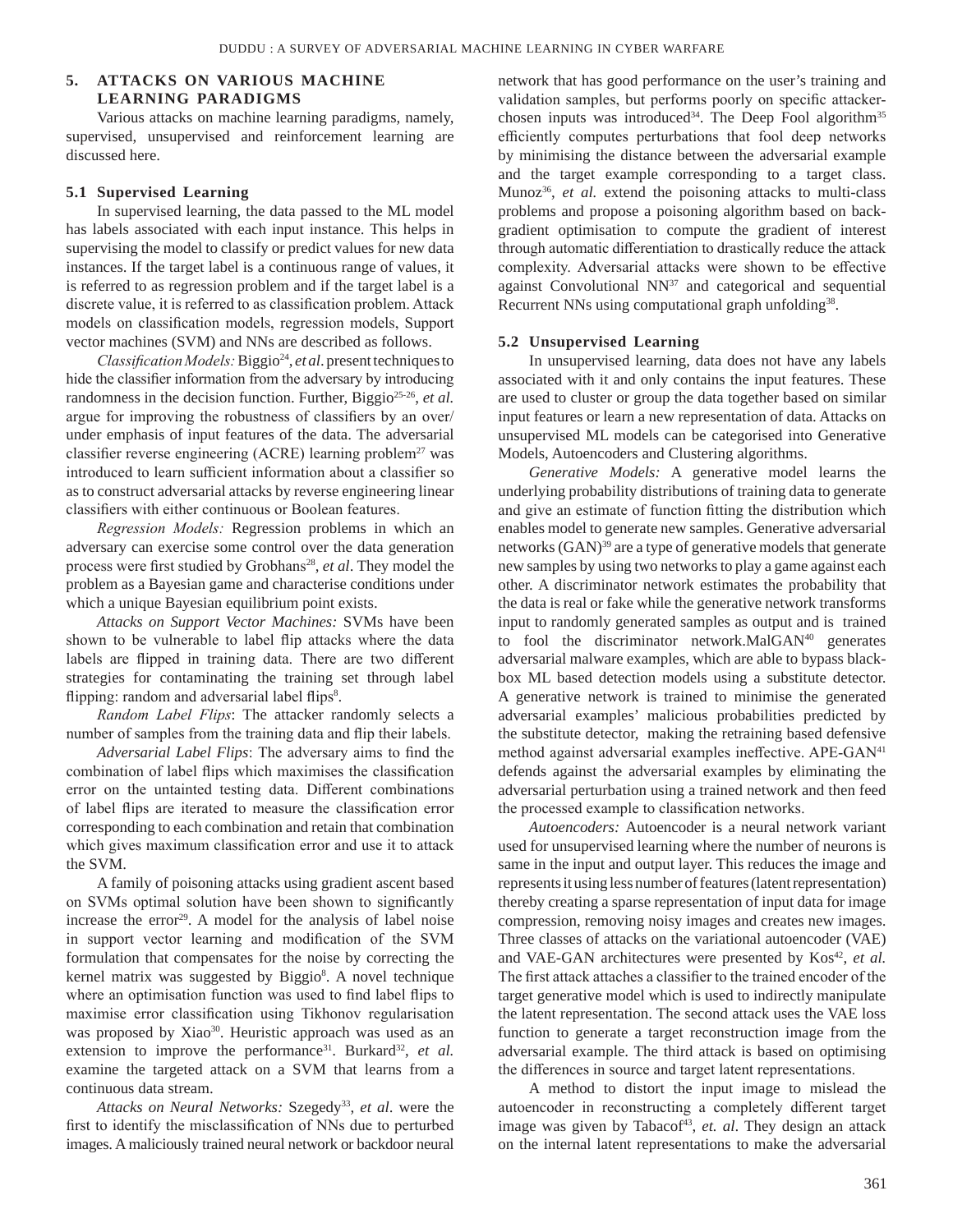## 5. ATTACKS ON VARIOUS MACHINE LEARNING PARADIGMS

Various attacks on machine learning paradigms, namely, supervised, unsupervised and reinforcement learning are discussed here.

### 5.1 Supervised Learning

In supervised learning, the data passed to the ML model has labels associated with each input instance. This helps in supervising the model to classify or predict values for new data instances. If the target label is a continuous range of values, it is referred to as regression problem and if the target label is a discrete value, it is referred to as classification problem. Attack models on classification models, regression models, Support vector machines (SVM) and NNs are described as follows.

*Classification Models:* Biggio[24], *et al.* present techniques to hide the classifier information from the adversary by introducing randomness in the decision function. Further, Biggio[25-26], *et al.* argue for improving the robustness of classifiers by an over/under emphasis of input features of the data. The adversarial classifier reverse engineering (ACRE) learning problem[27] was introduced to learn sufficient information about a classifier so as to construct adversarial attacks by reverse engineering linear classifiers with either continuous or Boolean features.

*Regression Models:* Regression problems in which an adversary can exercise some control over the data generation process were first studied by Grobhans[28], *et al*. They model the problem as a Bayesian game and characterise conditions under which a unique Bayesian equilibrium point exists.

*Attacks on Support Vector Machines:* SVMs have been shown to be vulnerable to label flip attacks where the data labels are flipped in training data. There are two different strategies for contaminating the training set through label flipping: random and adversarial label flips[8].

*Random Label Flips*: The attacker randomly selects a number of samples from the training data and flip their labels.

*Adversarial Label Flips*: The adversary aims to find the combination of label flips which maximises the classification error on the untainted testing data. Different combinations of label flips are iterated to measure the classification error corresponding to each combination and retain that combination which gives maximum classification error and use it to attack the SVM.

A family of poisoning attacks using gradient ascent based on SVMs optimal solution have been shown to significantly increase the error[29]. A model for the analysis of label noise in support vector learning and modification of the SVM formulation that compensates for the noise by correcting the kernel matrix was suggested by Biggio[8]. A novel technique where an optimisation function was used to find label flips to maximise error classification using Tikhonov regularisation was proposed by Xiao[30]. Heuristic approach was used as an extension to improve the performance[31]. Burkard[32], *et al.* examine the targeted attack on a SVM that learns from a continuous data stream.

*Attacks on Neural Networks:* Szegedy[33], *et al*. were the first to identify the misclassification of NNs due to perturbed images. A maliciously trained neural network or backdoor neural network that has good performance on the user's training and validation samples, but performs poorly on specific attacker-chosen inputs was introduced[34]. The Deep Fool algorithm[35] efficiently computes perturbations that fool deep networks by minimising the distance between the adversarial example and the target example corresponding to a target class. Munoz[36], *et al.* extend the poisoning attacks to multi-class problems and propose a poisoning algorithm based on back-gradient optimisation to compute the gradient of interest through automatic differentiation to drastically reduce the attack complexity. Adversarial attacks were shown to be effective against Convolutional NN[37] and categorical and sequential Recurrent NNs using computational graph unfolding[38].

### 5.2 Unsupervised Learning

In unsupervised learning, data does not have any labels associated with it and only contains the input features. These are used to cluster or group the data together based on similar input features or learn a new representation of data. Attacks on unsupervised ML models can be categorised into Generative Models, Autoencoders and Clustering algorithms.

*Generative Models:* A generative model learns the underlying probability distributions of training data to generate and give an estimate of function fitting the distribution which enables model to generate new samples. Generative adversarial networks (GAN)[39] are a type of generative models that generate new samples by using two networks to play a game against each other. A discriminator network estimates the probability that the data is real or fake while the generative network transforms input to randomly generated samples as output and is trained to fool the discriminator network.MalGAN[40] generates adversarial malware examples, which are able to bypass black-box ML based detection models using a substitute detector. A generative network is trained to minimise the generated adversarial examples' malicious probabilities predicted by the substitute detector, making the retraining based defensive method against adversarial examples ineffective. APE-GAN[41] defends against the adversarial examples by eliminating the adversarial perturbation using a trained network and then feed the processed example to classification networks.

*Autoencoders:* Autoencoder is a neural network variant used for unsupervised learning where the number of neurons is same in the input and output layer. This reduces the image and represents it using less number of features (latent representation) thereby creating a sparse representation of input data for image compression, removing noisy images and creates new images. Three classes of attacks on the variational autoencoder (VAE) and VAE-GAN architectures were presented by Kos[42], *et al.* The first attack attaches a classifier to the trained encoder of the target generative model which is used to indirectly manipulate the latent representation. The second attack uses the VAE loss function to generate a target reconstruction image from the adversarial example. The third attack is based on optimising the differences in source and target latent representations.

A method to distort the input image to mislead the autoencoder in reconstructing a completely different target image was given by Tabacof[43], *et. al*. They design an attack on the internal latent representations to make the adversarial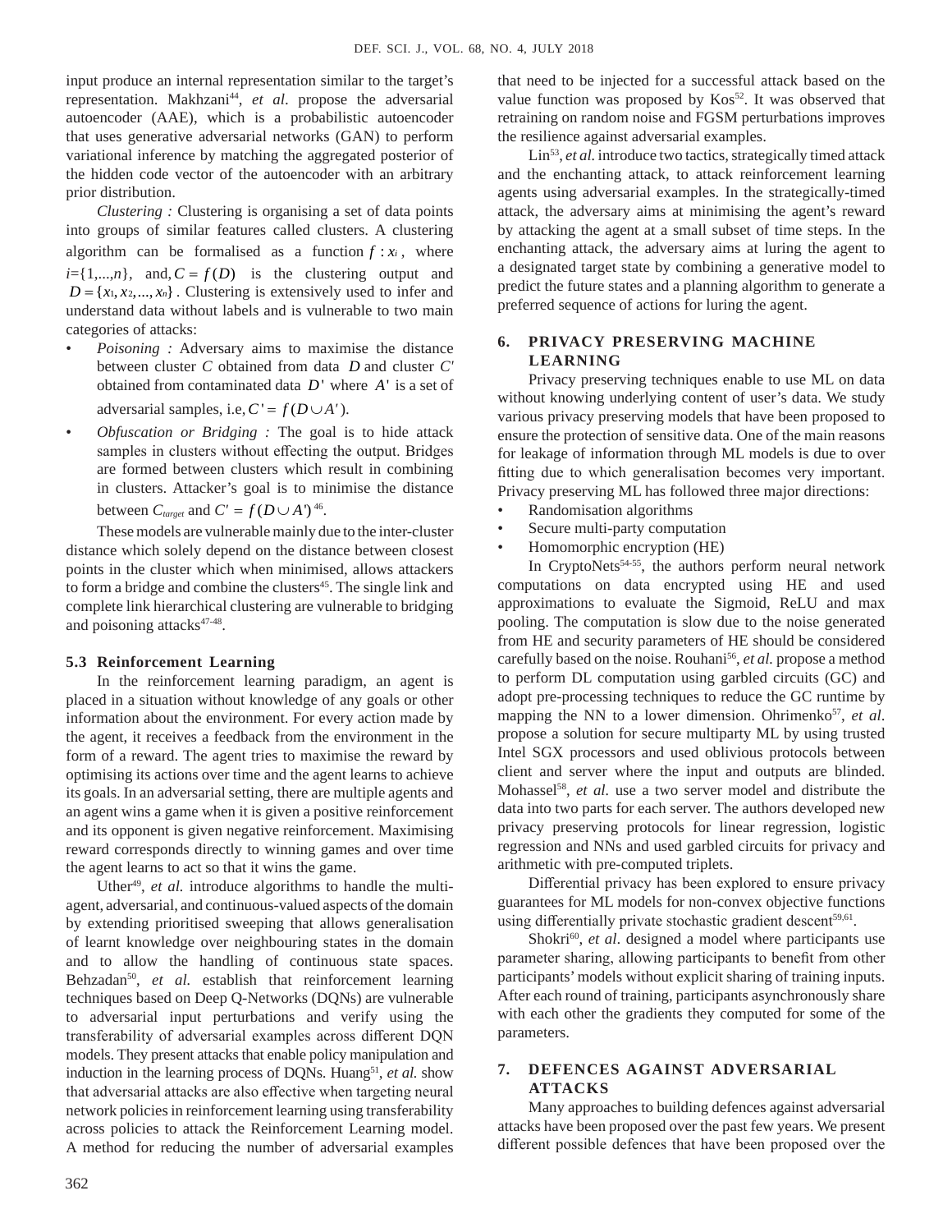input produce an internal representation similar to the target's representation. Makhzani[44], *et al*. propose the adversarial autoencoder (AAE), which is a probabilistic autoencoder that uses generative adversarial networks (GAN) to perform variational inference by matching the aggregated posterior of the hidden code vector of the autoencoder with an arbitrary prior distribution.

*Clustering :* Clustering is organising a set of data points into groups of similar features called clusters. A clustering algorithm can be formalised as a function $f : x_i$, where $i=\{1,...,n\}$, and, $C = f(D)$ is the clustering output and $D = \{x_1, x_2, ..., x_n\}$. Clustering is extensively used to infer and understand data without labels and is vulnerable to two main categories of attacks:

- *Poisoning :* Adversary aims to maximise the distance between cluster $C$ obtained from data $D$ and cluster $C'$ obtained from contaminated data $D'$ where $A'$ is a set of adversarial samples, i.e, $C' = f(D \cup A')$.
- *Obfuscation or Bridging :* The goal is to hide attack samples in clusters without effecting the output. Bridges are formed between clusters which result in combining in clusters. Attacker's goal is to minimise the distance between $C_{target}$ and $C' = f(D \cup A')$[46].

These models are vulnerable mainly due to the inter-cluster distance which solely depend on the distance between closest points in the cluster which when minimised, allows attackers to form a bridge and combine the clusters[45]. The single link and complete link hierarchical clustering are vulnerable to bridging and poisoning attacks[47-48].

### 5.3 Reinforcement Learning

In the reinforcement learning paradigm, an agent is placed in a situation without knowledge of any goals or other information about the environment. For every action made by the agent, it receives a feedback from the environment in the form of a reward. The agent tries to maximise the reward by optimising its actions over time and the agent learns to achieve its goals. In an adversarial setting, there are multiple agents and an agent wins a game when it is given a positive reinforcement and its opponent is given negative reinforcement. Maximising reward corresponds directly to winning games and over time the agent learns to act so that it wins the game.

Uther[49], *et al.* introduce algorithms to handle the multi-agent, adversarial, and continuous-valued aspects of the domain by extending prioritised sweeping that allows generalisation of learnt knowledge over neighbouring states in the domain and to allow the handling of continuous state spaces. Behzadan[50], *et al.* establish that reinforcement learning techniques based on Deep Q-Networks (DQNs) are vulnerable to adversarial input perturbations and verify using the transferability of adversarial examples across different DQN models. They present attacks that enable policy manipulation and induction in the learning process of DQNs. Huang[51], *et al.* show that adversarial attacks are also effective when targeting neural network policies in reinforcement learning using transferability across policies to attack the Reinforcement Learning model. A method for reducing the number of adversarial examples that need to be injected for a successful attack based on the value function was proposed by Kos[52]. It was observed that retraining on random noise and FGSM perturbations improves the resilience against adversarial examples.

Lin[53], *et al.* introduce two tactics, strategically timed attack and the enchanting attack, to attack reinforcement learning agents using adversarial examples. In the strategically-timed attack, the adversary aims at minimising the agent's reward by attacking the agent at a small subset of time steps. In the enchanting attack, the adversary aims at luring the agent to a designated target state by combining a generative model to predict the future states and a planning algorithm to generate a preferred sequence of actions for luring the agent.

## 6. PRIVACY PRESERVING MACHINE LEARNING

Privacy preserving techniques enable to use ML on data without knowing underlying content of user's data. We study various privacy preserving models that have been proposed to ensure the protection of sensitive data. One of the main reasons for leakage of information through ML models is due to over fitting due to which generalisation becomes very important. Privacy preserving ML has followed three major directions:

- Randomisation algorithms
- Secure multi-party computation
- Homomorphic encryption (HE)

In CryptoNets[54-55], the authors perform neural network computations on data encrypted using HE and used approximations to evaluate the Sigmoid, ReLU and max pooling. The computation is slow due to the noise generated from HE and security parameters of HE should be considered carefully based on the noise. Rouhani[56], *et al.* propose a method to perform DL computation using garbled circuits (GC) and adopt pre-processing techniques to reduce the GC runtime by mapping the NN to a lower dimension. Ohrimenko[57], *et al*. propose a solution for secure multiparty ML by using trusted Intel SGX processors and used oblivious protocols between client and server where the input and outputs are blinded. Mohassel[58], *et al.* use a two server model and distribute the data into two parts for each server. The authors developed new privacy preserving protocols for linear regression, logistic regression and NNs and used garbled circuits for privacy and arithmetic with pre-computed triplets.

Differential privacy has been explored to ensure privacy guarantees for ML models for non-convex objective functions using differentially private stochastic gradient descent[59,61].

Shokri[60], *et al*. designed a model where participants use parameter sharing, allowing participants to benefit from other participants' models without explicit sharing of training inputs. After each round of training, participants asynchronously share with each other the gradients they computed for some of the parameters.

## 7. DEFENCES AGAINST ADVERSARIAL ATTACKS

Many approaches to building defences against adversarial attacks have been proposed over the past few years. We present different possible defences that have been proposed over the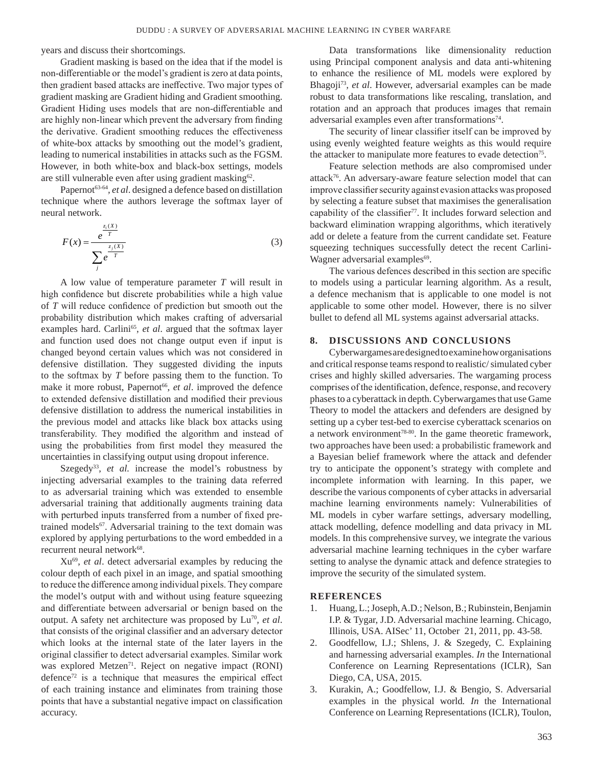years and discuss their shortcomings.

Gradient masking is based on the idea that if the model is non-differentiable or the model's gradient is zero at data points, then gradient based attacks are ineffective. Two major types of gradient masking are Gradient hiding and Gradient smoothing. Gradient Hiding uses models that are non-differentiable and are highly non-linear which prevent the adversary from finding the derivative. Gradient smoothing reduces the effectiveness of white-box attacks by smoothing out the model's gradient, leading to numerical instabilities in attacks such as the FGSM. However, in both white-box and black-box settings, models are still vulnerable even after using gradient masking[62].

Papernot[63-64], *et al*. designed a defence based on distillation technique where the authors leverage the softmax layer of neural network.

$$F(x) = \frac{e^{\frac{z_i(X)}{T}}}{\sum_j e^{\frac{z_j(X)}{T}}} \quad (3)$$

A low value of temperature parameter $T$ will result in high confidence but discrete probabilities while a high value of $T$ will reduce confidence of prediction but smooth out the probability distribution which makes crafting of adversarial examples hard. Carlini[65], *et al*. argued that the softmax layer and function used does not change output even if input is changed beyond certain values which was not considered in defensive distillation. They suggested dividing the inputs to the softmax by $T$ before passing them to the function. To make it more robust, Papernot[66], *et al*. improved the defence to extended defensive distillation and modified their previous defensive distillation to address the numerical instabilities in the previous model and attacks like black box attacks using transferability. They modified the algorithm and instead of using the probabilities from first model they measured the uncertainties in classifying output using dropout inference.

Szegedy[33], *et al.* increase the model's robustness by injecting adversarial examples to the training data referred to as adversarial training which was extended to ensemble adversarial training that additionally augments training data with perturbed inputs transferred from a number of fixed pre-trained models[67]. Adversarial training to the text domain was explored by applying perturbations to the word embedded in a recurrent neural network[68].

Xu[69], *et al*. detect adversarial examples by reducing the colour depth of each pixel in an image, and spatial smoothing to reduce the difference among individual pixels. They compare the model's output with and without using feature squeezing and differentiate between adversarial or benign based on the output. A safety net architecture was proposed by Lu[70], *et al*. that consists of the original classifier and an adversary detector which looks at the internal state of the later layers in the original classifier to detect adversarial examples. Similar work was explored Metzen[71]. Reject on negative impact (RONI) defence[72] is a technique that measures the empirical effect of each training instance and eliminates from training those points that have a substantial negative impact on classification accuracy.

Data transformations like dimensionality reduction using Principal component analysis and data anti-whitening to enhance the resilience of ML models were explored by Bhagoji[73], *et al*. However, adversarial examples can be made robust to data transformations like rescaling, translation, and rotation and an approach that produces images that remain adversarial examples even after transformations[74].

The security of linear classifier itself can be improved by using evenly weighted feature weights as this would require the attacker to manipulate more features to evade detection[75].

Feature selection methods are also compromised under attack[76]. An adversary-aware feature selection model that can improve classifier security against evasion attacks was proposed by selecting a feature subset that maximises the generalisation capability of the classifier[77]. It includes forward selection and backward elimination wrapping algorithms, which iteratively add or delete a feature from the current candidate set. Feature squeezing techniques successfully detect the recent Carlini-Wagner adversarial examples[69].

The various defences described in this section are specific to models using a particular learning algorithm. As a result, a defence mechanism that is applicable to one model is not applicable to some other model. However, there is no silver bullet to defend all ML systems against adversarial attacks.

## 8. DISCUSSIONS AND CONCLUSIONS

Cyberwargames are designed to examine how organisations and critical response teams respond to realistic/ simulated cyber crises and highly skilled adversaries. The wargaming process comprises of the identification, defence, response, and recovery phases to a cyberattack in depth. Cyberwargames that use Game Theory to model the attackers and defenders are designed by setting up a cyber test-bed to exercise cyberattack scenarios on a network environment[78-80]. In the game theoretic framework, two approaches have been used: a probabilistic framework and a Bayesian belief framework where the attack and defender try to anticipate the opponent's strategy with complete and incomplete information with learning. In this paper, we describe the various components of cyber attacks in adversarial machine learning environments namely: Vulnerabilities of ML models in cyber warfare settings, adversary modelling, attack modelling, defence modelling and data privacy in ML models. In this comprehensive survey, we integrate the various adversarial machine learning techniques in the cyber warfare setting to analyse the dynamic attack and defence strategies to improve the security of the simulated system.

## REFERENCES

1. Huang, L.; Joseph, A.D.; Nelson, B.; Rubinstein, Benjamin I.P. & Tygar, J.D. Adversarial machine learning. Chicago, Illinois, USA. AISec' 11, October 21, 2011, pp. 43-58.
2. Goodfellow, I.J.; Shlens, J. & Szegedy, C. Explaining and harnessing adversarial examples. *In* the International Conference on Learning Representations (ICLR), San Diego, CA, USA, 2015.
3. Kurakin, A.; Goodfellow, I.J. & Bengio, S. Adversarial examples in the physical world. *In* the International Conference on Learning Representations (ICLR), Toulon,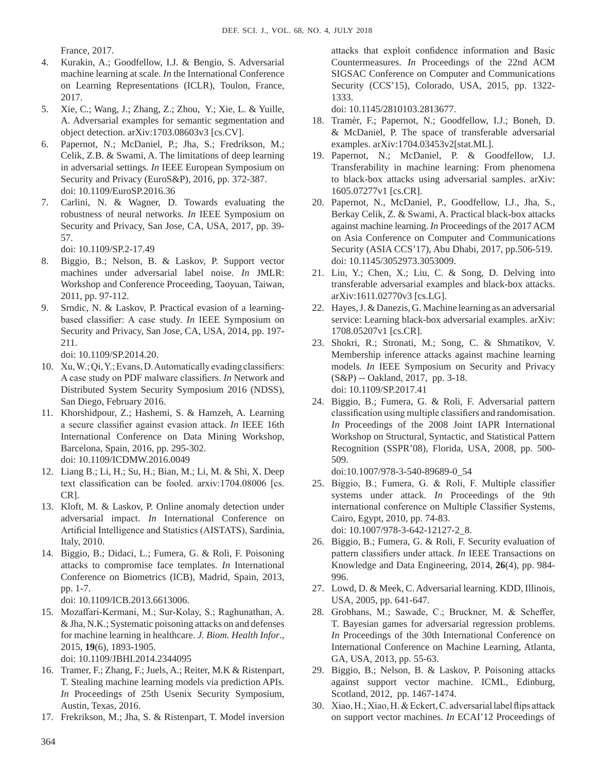France, 2017.

4. Kurakin, A.; Goodfellow, I.J. & Bengio, S. Adversarial machine learning at scale. *In* the International Conference on Learning Representations (ICLR), Toulon, France, 2017.
5. Xie, C.; Wang, J.; Zhang, Z.; Zhou, Y.; Xie, L. & Yuille, A. Adversarial examples for semantic segmentation and object detection. arXiv:1703.08603v3 [cs.CV].
6. Papernot, N.; McDaniel, P.; Jha, S.; Fredrikson, M.; Celik, Z.B. & Swami, A. The limitations of deep learning in adversarial settings. *In* IEEE European Symposium on Security and Privacy (EuroS&P), 2016, pp. 372-387. doi: 10.1109/EuroSP.2016.36
7. Carlini, N. & Wagner, D. Towards evaluating the robustness of neural networks. *In* IEEE Symposium on Security and Privacy, San Jose, CA, USA, 2017, pp. 39-57. doi: 10.1109/SP.2-17.49
8. Biggio, B.; Nelson, B. & Laskov, P. Support vector machines under adversarial label noise. *In* JMLR: Workshop and Conference Proceeding, Taoyuan, Taiwan, 2011, pp. 97-112.
9. Srndic, N. & Laskov, P. Practical evasion of a learning-based classifier: A case study. *In* IEEE Symposium on Security and Privacy, San Jose, CA, USA, 2014, pp. 197-211. doi: 10.1109/SP.2014.20.
10. Xu, W.; Qi, Y.; Evans, D. Automatically evading classifiers: A case study on PDF malware classifiers. *In* Network and Distributed System Security Symposium 2016 (NDSS), San Diego, February 2016.
11. Khorshidpour, Z.; Hashemi, S. & Hamzeh, A. Learning a secure classifier against evasion attack. *In* IEEE 16th International Conference on Data Mining Workshop, Barcelona, Spain, 2016, pp. 295-302. doi: 10.1109/ICDMW.2016.0049
12. Liang B.; Li, H.; Su, H.; Bian, M.; Li, M. & Shi, X. Deep text classification can be fooled. arxiv:1704.08006 [cs. CR].
13. Kloft, M. & Laskov, P. Online anomaly detection under adversarial impact. *In* International Conference on Artificial Intelligence and Statistics (AISTATS), Sardinia, Italy, 2010.
14. Biggio, B.; Didaci, L.; Fumera, G. & Roli, F. Poisoning attacks to compromise face templates. *In* International Conference on Biometrics (ICB), Madrid, Spain, 2013, pp. 1-7. doi: 10.1109/ICB.2013.6613006.
15. Mozaffari-Kermani, M.; Sur-Kolay, S.; Raghunathan, A. & Jha, N.K.; Systematic poisoning attacks on and defenses for machine learning in healthcare. *J. Biom. Health Infor*., 2015, **19**(6), 1893-1905. doi: 10.1109/JBHI.2014.2344095
16. Tramer, F.; Zhang, F.; Juels, A.; Reiter, M.K & Ristenpart, T. Stealing machine learning models via prediction APIs. *In* Proceedings of 25th Usenix Security Symposium, Austin, Texas, 2016.
17. Frekrikson, M.; Jha, S. & Ristenpart, T. Model inversion attacks that exploit confidence information and Basic Countermeasures. *In* Proceedings of the 22nd ACM SIGSAC Conference on Computer and Communications Security (CCS'15), Colorado, USA, 2015, pp. 1322-1333. doi: 10.1145/2810103.2813677.
18. Tramèr, F.; Papernot, N.; Goodfellow, I.J.; Boneh, D. & McDaniel, P. The space of transferable adversarial examples. arXiv:1704.03453v2[stat.ML].
19. Papernot, N.; McDaniel, P. & Goodfellow, I.J. Transferability in machine learning: From phenomena to black-box attacks using adversarial samples. arXiv: 1605.07277v1 [cs.CR].
20. Papernot, N., McDaniel, P., Goodfellow, I.J., Jha, S., Berkay Celik, Z. & Swami, A. Practical black-box attacks against machine learning. *In* Proceedings of the 2017 ACM on Asia Conference on Computer and Communications Security (ASIA CCS'17), Abu Dhabi, 2017, pp.506-519. doi: 10.1145/3052973.3053009.
21. Liu, Y.; Chen, X.; Liu, C. & Song, D. Delving into transferable adversarial examples and black-box attacks. arXiv:1611.02770v3 [cs.LG].
22. Hayes, J. & Danezis, G. Machine learning as an adversarial service: Learning black-box adversarial examples. arXiv: 1708.05207v1 [cs.CR].
23. Shokri, R.; Stronati, M.; Song, C. & Shmatikov, V. Membership inference attacks against machine learning models. *In* IEEE Symposium on Security and Privacy (S&P) -- Oakland, 2017, pp. 3-18. doi: 10.1109/SP.2017.41
24. Biggio, B.; Fumera, G. & Roli, F. Adversarial pattern classification using multiple classifiers and randomisation. *In* Proceedings of the 2008 Joint IAPR International Workshop on Structural, Syntactic, and Statistical Pattern Recognition (SSPR'08), Florida, USA, 2008, pp. 500-509. doi:10.1007/978-3-540-89689-0_54
25. Biggio, B.; Fumera, G. & Roli, F. Multiple classifier systems under attack. *In* Proceedings of the 9th international conference on Multiple Classifier Systems, Cairo, Egypt, 2010, pp. 74-83. doi: 10.1007/978-3-642-12127-2_8.
26. Biggio, B.; Fumera, G. & Roli, F. Security evaluation of pattern classifiers under attack. *In* IEEE Transactions on Knowledge and Data Engineering, 2014, **26**(4), pp. 984-996.
27. Lowd, D. & Meek, C. Adversarial learning. KDD, Illinois, USA, 2005, pp. 641-647.
28. Grobhans, M.; Sawade, C.; Bruckner, M. & Scheffer, T. Bayesian games for adversarial regression problems. *In* Proceedings of the 30th International Conference on International Conference on Machine Learning, Atlanta, GA, USA, 2013, pp. 55-63.
29. Biggio, B.; Nelson, B. & Laskov, P. Poisoning attacks against support vector machine. ICML, Edinburg, Scotland, 2012, pp. 1467-1474.
30. Xiao, H.; Xiao, H. & Eckert, C. adversarial label flips attack on support vector machines. *In* ECAI'12 Proceedings of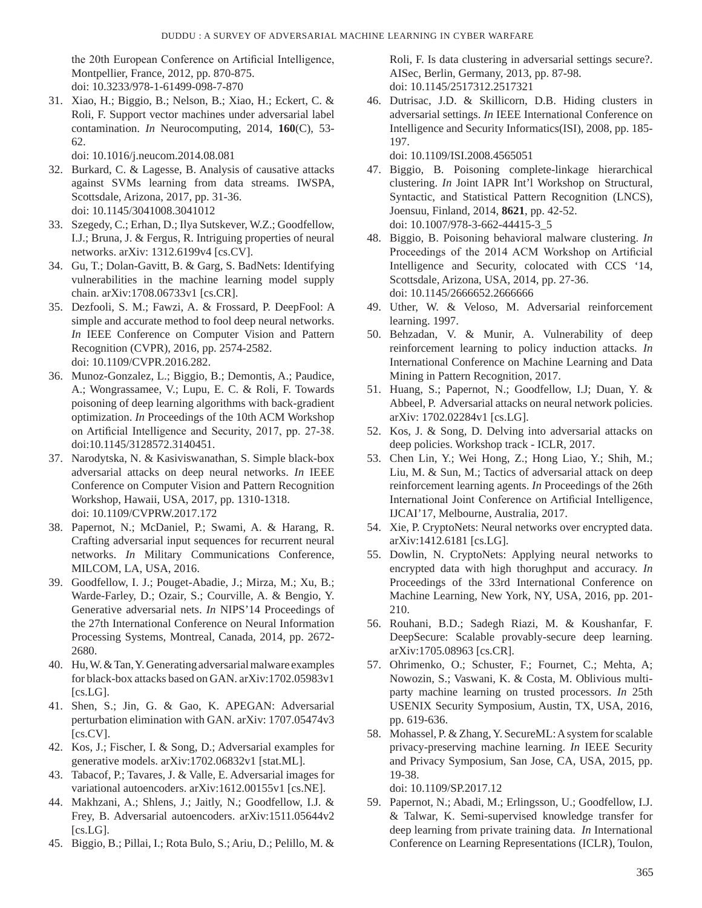the 20th European Conference on Artificial Intelligence, Montpellier, France, 2012, pp. 870-875. doi: 10.3233/978-1-61499-098-7-870

31. Xiao, H.; Biggio, B.; Nelson, B.; Xiao, H.; Eckert, C. & Roli, F. Support vector machines under adversarial label contamination. *In* Neurocomputing, 2014, **160**(C), 53-62. doi: 10.1016/j.neucom.2014.08.081
32. Burkard, C. & Lagesse, B. Analysis of causative attacks against SVMs learning from data streams. IWSPA, Scottsdale, Arizona, 2017, pp. 31-36. doi: 10.1145/3041008.3041012
33. Szegedy, C.; Erhan, D.; Ilya Sutskever, W.Z.; Goodfellow, I.J.; Bruna, J. & Fergus, R. Intriguing properties of neural networks. arXiv: 1312.6199v4 [cs.CV].
34. Gu, T.; Dolan-Gavitt, B. & Garg, S. BadNets: Identifying vulnerabilities in the machine learning model supply chain. arXiv:1708.06733v1 [cs.CR].
35. Dezfooli, S. M.; Fawzi, A. & Frossard, P. DeepFool: A simple and accurate method to fool deep neural networks. *In* IEEE Conference on Computer Vision and Pattern Recognition (CVPR), 2016, pp. 2574-2582. doi: 10.1109/CVPR.2016.282.
36. Munoz-Gonzalez, L.; Biggio, B.; Demontis, A.; Paudice, A.; Wongrassamee, V.; Lupu, E. C. & Roli, F. Towards poisoning of deep learning algorithms with back-gradient optimization. *In* Proceedings of the 10th ACM Workshop on Artificial Intelligence and Security, 2017, pp. 27-38. doi:10.1145/3128572.3140451.
37. Narodytska, N. & Kasiviswanathan, S. Simple black-box adversarial attacks on deep neural networks. *In* IEEE Conference on Computer Vision and Pattern Recognition Workshop, Hawaii, USA, 2017, pp. 1310-1318. doi: 10.1109/CVPRW.2017.172
38. Papernot, N.; McDaniel, P.; Swami, A. & Harang, R. Crafting adversarial input sequences for recurrent neural networks. *In* Military Communications Conference, MILCOM, LA, USA, 2016.
39. Goodfellow, I. J.; Pouget-Abadie, J.; Mirza, M.; Xu, B.; Warde-Farley, D.; Ozair, S.; Courville, A. & Bengio, Y. Generative adversarial nets. *In* NIPS'14 Proceedings of the 27th International Conference on Neural Information Processing Systems, Montreal, Canada, 2014, pp. 2672-2680.
40. Hu, W. & Tan, Y. Generating adversarial malware examples for black-box attacks based on GAN. arXiv:1702.05983v1 [cs.LG].
41. Shen, S.; Jin, G. & Gao, K. APEGAN: Adversarial perturbation elimination with GAN. arXiv: 1707.05474v3 [cs.CV].
42. Kos, J.; Fischer, I. & Song, D.; Adversarial examples for generative models. arXiv:1702.06832v1 [stat.ML].
43. Tabacof, P.; Tavares, J. & Valle, E. Adversarial images for variational autoencoders. arXiv:1612.00155v1 [cs.NE].
44. Makhzani, A.; Shlens, J.; Jaitly, N.; Goodfellow, I.J. & Frey, B. Adversarial autoencoders. arXiv:1511.05644v2 [cs.LG].
45. Biggio, B.; Pillai, I.; Rota Bulo, S.; Ariu, D.; Pelillo, M. & Roli, F. Is data clustering in adversarial settings secure?. AISec, Berlin, Germany, 2013, pp. 87-98. doi: 10.1145/2517312.2517321
46. Dutrisac, J.D. & Skillicorn, D.B. Hiding clusters in adversarial settings. *In* IEEE International Conference on Intelligence and Security Informatics(ISI), 2008, pp. 185-197. doi: 10.1109/ISI.2008.4565051
47. Biggio, B. Poisoning complete-linkage hierarchical clustering. *In* Joint IAPR Int'l Workshop on Structural, Syntactic, and Statistical Pattern Recognition (LNCS), Joensuu, Finland, 2014, **8621**, pp. 42-52. doi: 10.1007/978-3-662-44415-3_5
48. Biggio, B. Poisoning behavioral malware clustering. *In* Proceedings of the 2014 ACM Workshop on Artificial Intelligence and Security, colocated with CCS '14, Scottsdale, Arizona, USA, 2014, pp. 27-36. doi: 10.1145/2666652.2666666
49. Uther, W. & Veloso, M. Adversarial reinforcement learning. 1997.
50. Behzadan, V. & Munir, A. Vulnerability of deep reinforcement learning to policy induction attacks. *In* International Conference on Machine Learning and Data Mining in Pattern Recognition, 2017.
51. Huang, S.; Papernot, N.; Goodfellow, I.J; Duan, Y. & Abbeel, P. Adversarial attacks on neural network policies. arXiv: 1702.02284v1 [cs.LG].
52. Kos, J. & Song, D. Delving into adversarial attacks on deep policies. Workshop track - ICLR, 2017.
53. Chen Lin, Y.; Wei Hong, Z.; Hong Liao, Y.; Shih, M.; Liu, M. & Sun, M.; Tactics of adversarial attack on deep reinforcement learning agents. *In* Proceedings of the 26th International Joint Conference on Artificial Intelligence, IJCAI'17, Melbourne, Australia, 2017.
54. Xie, P. CryptoNets: Neural networks over encrypted data. arXiv:1412.6181 [cs.LG].
55. Dowlin, N. CryptoNets: Applying neural networks to encrypted data with high thorughput and accuracy. *In* Proceedings of the 33rd International Conference on Machine Learning, New York, NY, USA, 2016, pp. 201-210.
56. Rouhani, B.D.; Sadegh Riazi, M. & Koushanfar, F. DeepSecure: Scalable provably-secure deep learning. arXiv:1705.08963 [cs.CR].
57. Ohrimenko, O.; Schuster, F.; Fournet, C.; Mehta, A; Nowozin, S.; Vaswani, K. & Costa, M. Oblivious multi-party machine learning on trusted processors. *In* 25th USENIX Security Symposium, Austin, TX, USA, 2016, pp. 619-636.
58. Mohassel, P. & Zhang, Y. SecureML: A system for scalable privacy-preserving machine learning. *In* IEEE Security and Privacy Symposium, San Jose, CA, USA, 2015, pp. 19-38. doi: 10.1109/SP.2017.12
59. Papernot, N.; Abadi, M.; Erlingsson, U.; Goodfellow, I.J. & Talwar, K. Semi-supervised knowledge transfer for deep learning from private training data. *In* International Conference on Learning Representations (ICLR), Toulon,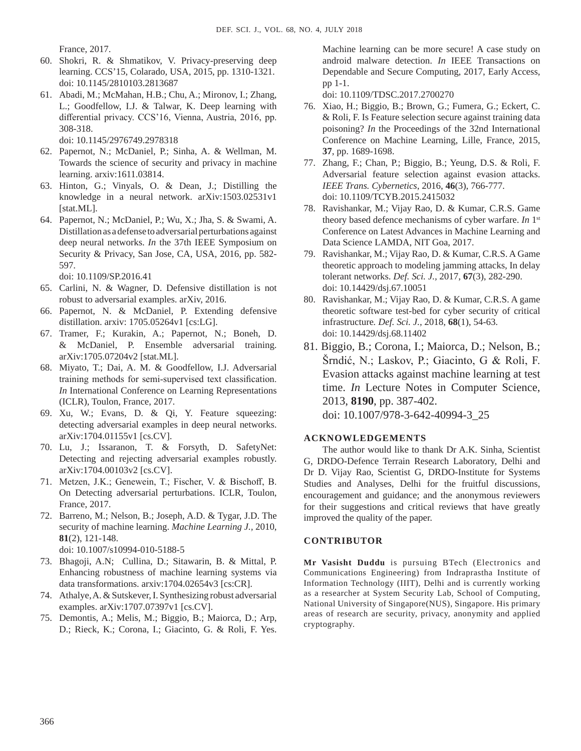France, 2017.

60. Shokri, R. & Shmatikov, V. Privacy-preserving deep learning. CCS'15, Colarado, USA, 2015, pp. 1310-1321. doi: 10.1145/2810103.2813687
61. Abadi, M.; McMahan, H.B.; Chu, A.; Mironov, I.; Zhang, L.; Goodfellow, I.J. & Talwar, K. Deep learning with differential privacy. CCS'16, Vienna, Austria, 2016, pp. 308-318.
doi: 10.1145/2976749.2978318
62. Papernot, N.; McDaniel, P.; Sinha, A. & Wellman, M. Towards the science of security and privacy in machine learning. arxiv:1611.03814.
63. Hinton, G.; Vinyals, O. & Dean, J.; Distilling the knowledge in a neural network. arXiv:1503.02531v1 [stat.ML].
64. Papernot, N.; McDaniel, P.; Wu, X.; Jha, S. & Swami, A. Distillation as a defense to adversarial perturbations against deep neural networks. *In* the 37th IEEE Symposium on Security & Privacy, San Jose, CA, USA, 2016, pp. 582-597.
doi: 10.1109/SP.2016.41
65. Carlini, N. & Wagner, D. Defensive distillation is not robust to adversarial examples. arXiv, 2016.
66. Papernot, N. & McDaniel, P. Extending defensive distillation. arxiv: 1705.05264v1 [cs:LG].
67. Tramer, F.; Kurakin, A.; Papernot, N.; Boneh, D. & McDaniel, P. Ensemble adversarial training. arXiv:1705.07204v2 [stat.ML].
68. Miyato, T.; Dai, A. M. & Goodfellow, I.J. Adversarial training methods for semi-supervised text classification. *In* International Conference on Learning Representations (ICLR), Toulon, France, 2017.
69. Xu, W.; Evans, D. & Qi, Y. Feature squeezing: detecting adversarial examples in deep neural networks. arXiv:1704.01155v1 [cs.CV].
70. Lu, J.; Issaranon, T. & Forsyth, D. SafetyNet: Detecting and rejecting adversarial examples robustly. arXiv:1704.00103v2 [cs.CV].
71. Metzen, J.K.; Genewein, T.; Fischer, V. & Bischoff, B. On Detecting adversarial perturbations. ICLR, Toulon, France, 2017.
72. Barreno, M.; Nelson, B.; Joseph, A.D. & Tygar, J.D. The security of machine learning. *Machine Learning J.*, 2010, **81**(2), 121-148.
doi: 10.1007/s10994-010-5188-5
73. Bhagoji, A.N; Cullina, D.; Sitawarin, B. & Mittal, P. Enhancing robustness of machine learning systems via data transformations. arxiv:1704.02654v3 [cs:CR].
74. Athalye, A. & Sutskever, I. Synthesizing robust adversarial examples. arXiv:1707.07397v1 [cs.CV].
75. Demontis, A.; Melis, M.; Biggio, B.; Maiorca, D.; Arp, D.; Rieck, K.; Corona, I.; Giacinto, G. & Roli, F. Yes. Machine learning can be more secure! A case study on android malware detection. *In* IEEE Transactions on Dependable and Secure Computing, 2017, Early Access, pp 1-1.
doi: 10.1109/TDSC.2017.2700270
76. Xiao, H.; Biggio, B.; Brown, G.; Fumera, G.; Eckert, C. & Roli, F. Is Feature selection secure against training data poisoning? *In* the Proceedings of the 32nd International Conference on Machine Learning, Lille, France, 2015, **37**, pp. 1689-1698.
77. Zhang, F.; Chan, P.; Biggio, B.; Yeung, D.S. & Roli, F. Adversarial feature selection against evasion attacks. *IEEE Trans. Cybernetics*, 2016, **46**(3), 766-777.
doi: 10.1109/TCYB.2015.2415032
78. Ravishankar, M.; Vijay Rao, D. & Kumar, C.R.S. Game theory based defence mechanisms of cyber warfare. *In* 1st Conference on Latest Advances in Machine Learning and Data Science LAMDA, NIT Goa, 2017.
79. Ravishankar, M.; Vijay Rao, D. & Kumar, C.R.S. A Game theoretic approach to modeling jamming attacks, In delay tolerant networks. *Def. Sci. J.*, 2017, **67**(3), 282-290.
doi: 10.14429/dsj.67.10051
80. Ravishankar, M.; Vijay Rao, D. & Kumar, C.R.S. A game theoretic software test-bed for cyber security of critical infrastructure. *Def. Sci. J.*, 2018, **68**(1), 54-63.
doi: 10.14429/dsj.68.11402
81. Biggio, B.; Corona, I.; Maiorca, D.; Nelson, B.; Šrndić, N.; Laskov, P.; Giacinto, G & Roli, F. Evasion attacks against machine learning at test time. *In* Lecture Notes in Computer Science, 2013, **8190**, pp. 387-402.
doi: 10.1007/978-3-642-40994-3_25

## ACKNOWLEDGEMENTS

The author would like to thank Dr A.K. Sinha, Scientist G, DRDO-Defence Terrain Research Laboratory, Delhi and Dr D. Vijay Rao, Scientist G, DRDO-Institute for Systems Studies and Analyses, Delhi for the fruitful discussions, encouragement and guidance; and the anonymous reviewers for their suggestions and critical reviews that have greatly improved the quality of the paper.

## CONTRIBUTOR

**Mr Vasisht Duddu** is pursuing BTech (Electronics and Communications Engineering) from Indraprastha Institute of Information Technology (IIIT), Delhi and is currently working as a researcher at System Security Lab, School of Computing, National University of Singapore(NUS), Singapore. His primary areas of research are security, privacy, anonymity and applied cryptography.